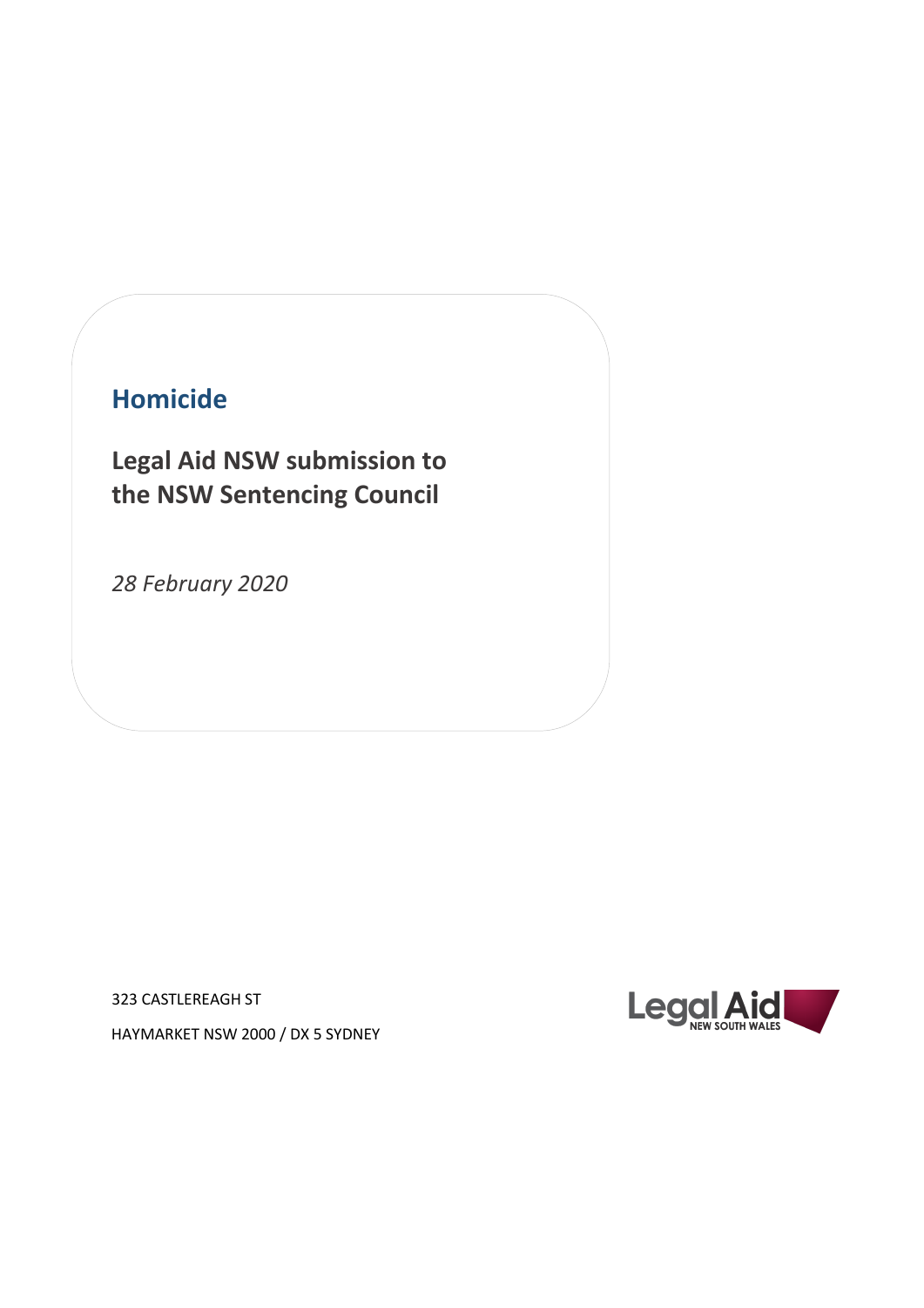# Homicide

## Legal Aid NSW submission to the NSW Sentencing Council

*28 February 2020*

323 CASTLEREAGH ST

HAYMARKET NSW 2000 / DX 5 SYDNEY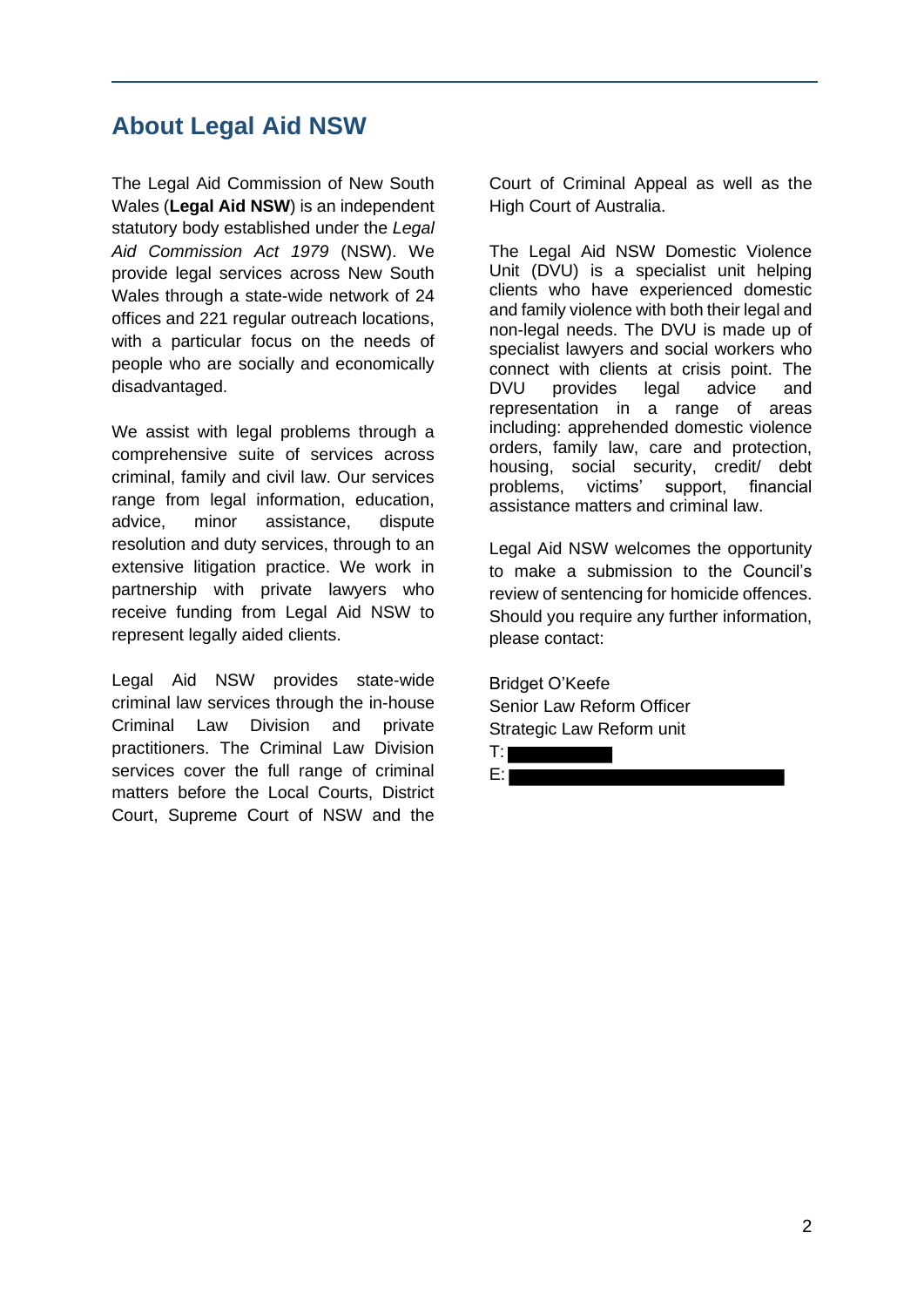## About Legal Aid NSW

The Legal Aid Commission of New South Wales (**Legal Aid NSW**) is an independent statutory body established under the *Legal Aid Commission Act 1979* (NSW). We provide legal services across New South Wales through a state-wide network of 24 offices and 221 regular outreach locations, with a particular focus on the needs of people who are socially and economically disadvantaged.

We assist with legal problems through a comprehensive suite of services across criminal, family and civil law. Our services range from legal information, education, advice, minor assistance, dispute resolution and duty services, through to an extensive litigation practice. We work in partnership with private lawyers who receive funding from Legal Aid NSW to represent legally aided clients.

Legal Aid NSW provides state-wide criminal law services through the in-house Criminal Law Division and private practitioners. The Criminal Law Division services cover the full range of criminal matters before the Local Courts, District Court, Supreme Court of NSW and the Court of Criminal Appeal as well as the High Court of Australia.

The Legal Aid NSW Domestic Violence Unit (DVU) is a specialist unit helping clients who have experienced domestic and family violence with both their legal and non-legal needs. The DVU is made up of specialist lawyers and social workers who connect with clients at crisis point. The DVU provides legal advice and representation in a range of areas including: apprehended domestic violence orders, family law, care and protection, housing, social security, credit/ debt problems, victims' support, financial assistance matters and criminal law.

Legal Aid NSW welcomes the opportunity to make a submission to the Council's review of sentencing for homicide offences. Should you require any further information, please contact:

Bridget O'Keefe
Senior Law Reform Officer
Strategic Law Reform unit
T: 
E: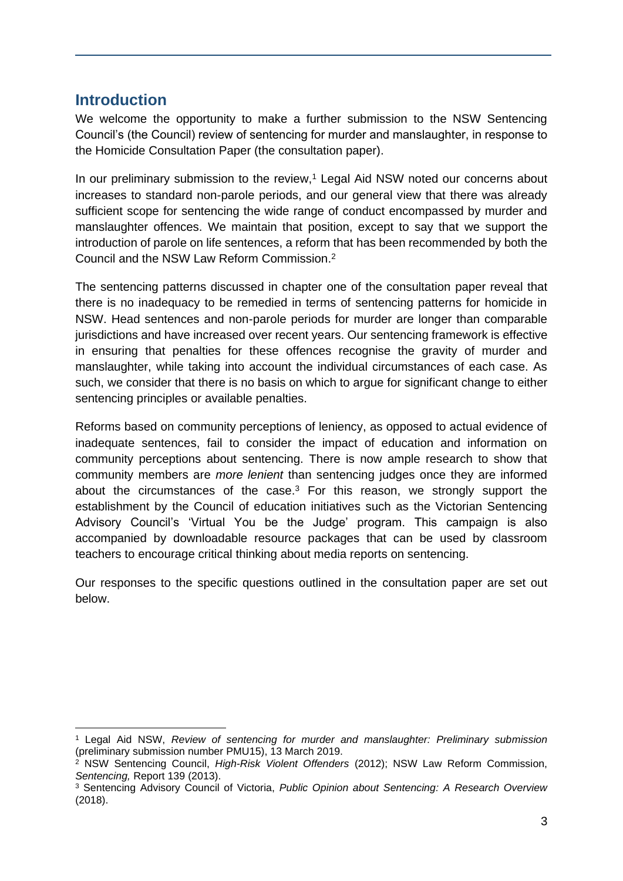## Introduction

We welcome the opportunity to make a further submission to the NSW Sentencing Council's (the Council) review of sentencing for murder and manslaughter, in response to the Homicide Consultation Paper (the consultation paper).

In our preliminary submission to the review,[1] Legal Aid NSW noted our concerns about increases to standard non-parole periods, and our general view that there was already sufficient scope for sentencing the wide range of conduct encompassed by murder and manslaughter offences. We maintain that position, except to say that we support the introduction of parole on life sentences, a reform that has been recommended by both the Council and the NSW Law Reform Commission.[2]

The sentencing patterns discussed in chapter one of the consultation paper reveal that there is no inadequacy to be remedied in terms of sentencing patterns for homicide in NSW. Head sentences and non-parole periods for murder are longer than comparable jurisdictions and have increased over recent years. Our sentencing framework is effective in ensuring that penalties for these offences recognise the gravity of murder and manslaughter, while taking into account the individual circumstances of each case. As such, we consider that there is no basis on which to argue for significant change to either sentencing principles or available penalties.

Reforms based on community perceptions of leniency, as opposed to actual evidence of inadequate sentences, fail to consider the impact of education and information on community perceptions about sentencing. There is now ample research to show that community members are *more lenient* than sentencing judges once they are informed about the circumstances of the case.[3] For this reason, we strongly support the establishment by the Council of education initiatives such as the Victorian Sentencing Advisory Council's 'Virtual You be the Judge' program. This campaign is also accompanied by downloadable resource packages that can be used by classroom teachers to encourage critical thinking about media reports on sentencing.

Our responses to the specific questions outlined in the consultation paper are set out below.

---

[1] Legal Aid NSW, *Review of sentencing for murder and manslaughter: Preliminary submission* (preliminary submission number PMU15), 13 March 2019.

[2] NSW Sentencing Council, *High-Risk Violent Offenders* (2012); NSW Law Reform Commission, *Sentencing,* Report 139 (2013).

[3] Sentencing Advisory Council of Victoria, *Public Opinion about Sentencing: A Research Overview* (2018).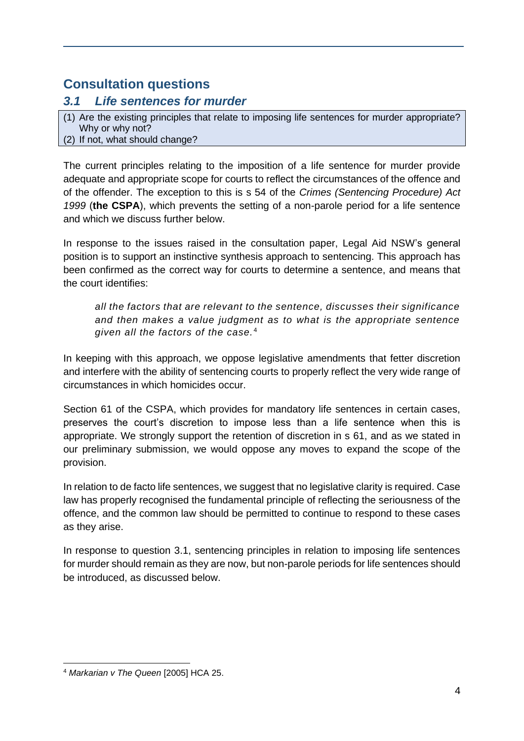## Consultation questions

### *3.1 Life sentences for murder*

(1) Are the existing principles that relate to imposing life sentences for murder appropriate? Why or why not?
(2) If not, what should change?

The current principles relating to the imposition of a life sentence for murder provide adequate and appropriate scope for courts to reflect the circumstances of the offence and of the offender. The exception to this is s 54 of the *Crimes (Sentencing Procedure) Act 1999* (**the CSPA**), which prevents the setting of a non-parole period for a life sentence and which we discuss further below.

In response to the issues raised in the consultation paper, Legal Aid NSW's general position is to support an instinctive synthesis approach to sentencing. This approach has been confirmed as the correct way for courts to determine a sentence, and means that the court identifies:

> *all the factors that are relevant to the sentence, discusses their significance and then makes a value judgment as to what is the appropriate sentence given all the factors of the case.*[4]

In keeping with this approach, we oppose legislative amendments that fetter discretion and interfere with the ability of sentencing courts to properly reflect the very wide range of circumstances in which homicides occur.

Section 61 of the CSPA, which provides for mandatory life sentences in certain cases, preserves the court's discretion to impose less than a life sentence when this is appropriate. We strongly support the retention of discretion in s 61, and as we stated in our preliminary submission, we would oppose any moves to expand the scope of the provision.

In relation to de facto life sentences, we suggest that no legislative clarity is required. Case law has properly recognised the fundamental principle of reflecting the seriousness of the offence, and the common law should be permitted to continue to respond to these cases as they arise.

In response to question 3.1, sentencing principles in relation to imposing life sentences for murder should remain as they are now, but non-parole periods for life sentences should be introduced, as discussed below.

---

[4] *Markarian v The Queen* [2005] HCA 25.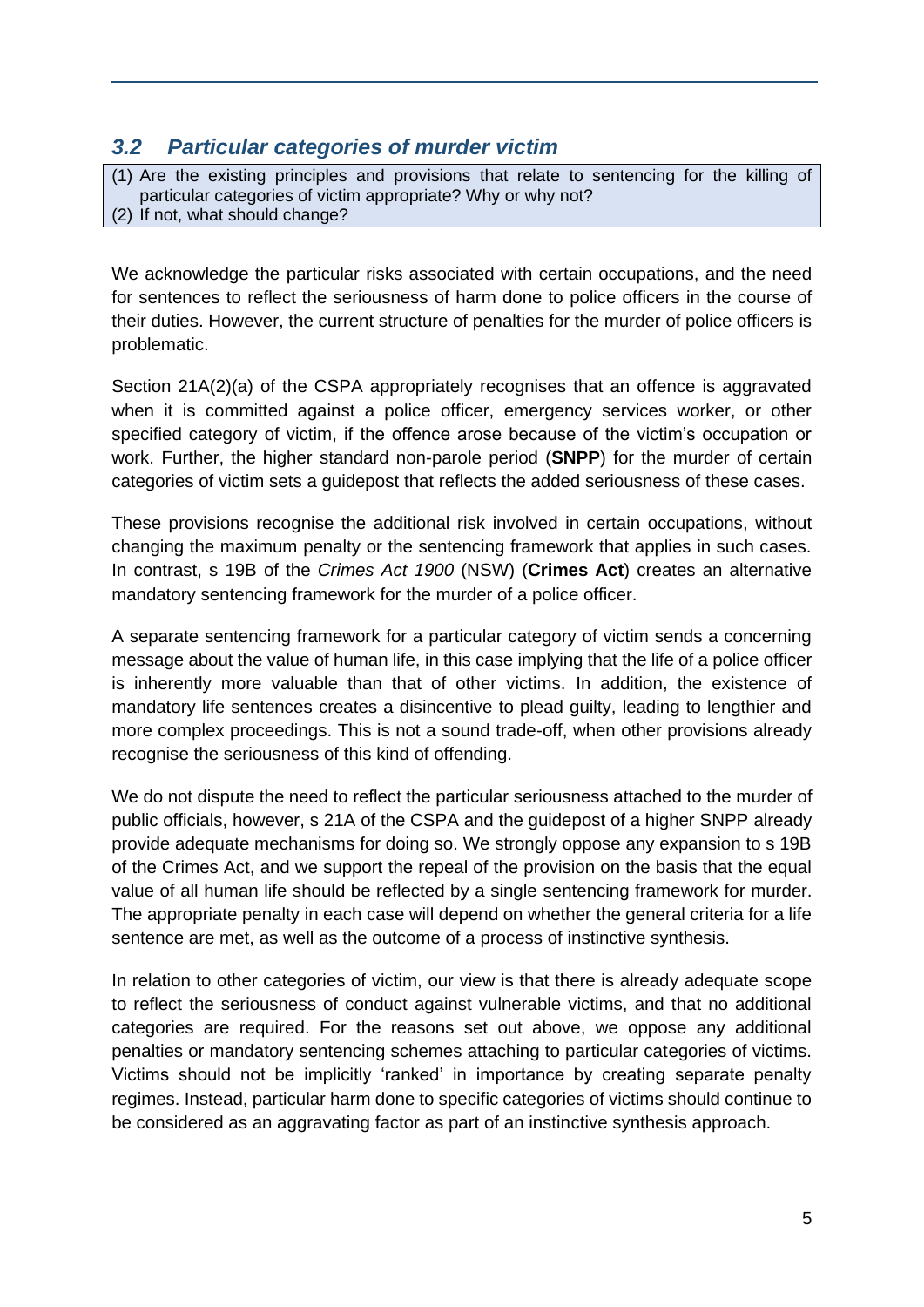## *3.2 Particular categories of murder victim*

> (1) Are the existing principles and provisions that relate to sentencing for the killing of particular categories of victim appropriate? Why or why not?
> (2) If not, what should change?

We acknowledge the particular risks associated with certain occupations, and the need for sentences to reflect the seriousness of harm done to police officers in the course of their duties. However, the current structure of penalties for the murder of police officers is problematic.

Section 21A(2)(a) of the CSPA appropriately recognises that an offence is aggravated when it is committed against a police officer, emergency services worker, or other specified category of victim, if the offence arose because of the victim's occupation or work. Further, the higher standard non-parole period (**SNPP**) for the murder of certain categories of victim sets a guidepost that reflects the added seriousness of these cases.

These provisions recognise the additional risk involved in certain occupations, without changing the maximum penalty or the sentencing framework that applies in such cases. In contrast, s 19B of the *Crimes Act 1900* (NSW) (**Crimes Act**) creates an alternative mandatory sentencing framework for the murder of a police officer.

A separate sentencing framework for a particular category of victim sends a concerning message about the value of human life, in this case implying that the life of a police officer is inherently more valuable than that of other victims. In addition, the existence of mandatory life sentences creates a disincentive to plead guilty, leading to lengthier and more complex proceedings. This is not a sound trade-off, when other provisions already recognise the seriousness of this kind of offending.

We do not dispute the need to reflect the particular seriousness attached to the murder of public officials, however, s 21A of the CSPA and the guidepost of a higher SNPP already provide adequate mechanisms for doing so. We strongly oppose any expansion to s 19B of the Crimes Act, and we support the repeal of the provision on the basis that the equal value of all human life should be reflected by a single sentencing framework for murder. The appropriate penalty in each case will depend on whether the general criteria for a life sentence are met, as well as the outcome of a process of instinctive synthesis.

In relation to other categories of victim, our view is that there is already adequate scope to reflect the seriousness of conduct against vulnerable victims, and that no additional categories are required. For the reasons set out above, we oppose any additional penalties or mandatory sentencing schemes attaching to particular categories of victims. Victims should not be implicitly 'ranked' in importance by creating separate penalty regimes. Instead, particular harm done to specific categories of victims should continue to be considered as an aggravating factor as part of an instinctive synthesis approach.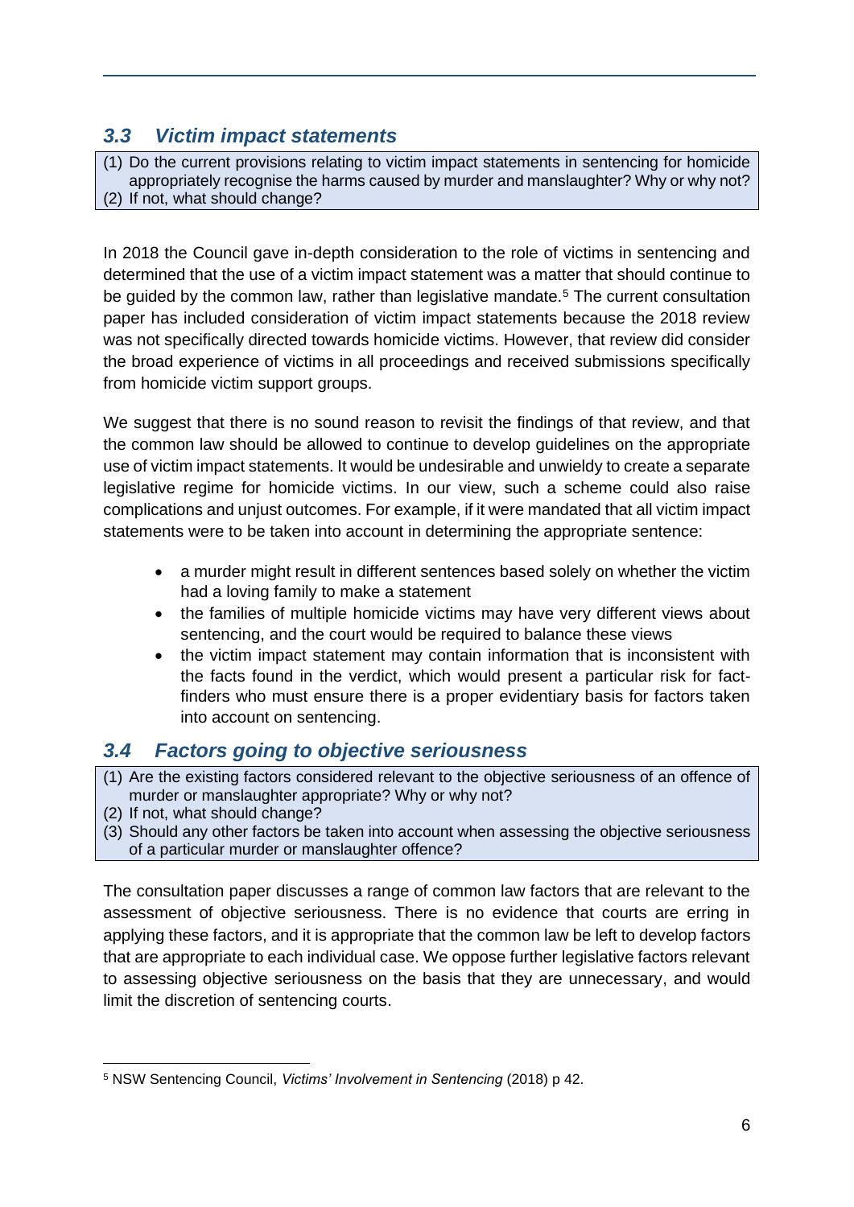## *3.3 Victim impact statements*

> (1) Do the current provisions relating to victim impact statements in sentencing for homicide appropriately recognise the harms caused by murder and manslaughter? Why or why not?
> (2) If not, what should change?

In 2018 the Council gave in-depth consideration to the role of victims in sentencing and determined that the use of a victim impact statement was a matter that should continue to be guided by the common law, rather than legislative mandate.[5] The current consultation paper has included consideration of victim impact statements because the 2018 review was not specifically directed towards homicide victims. However, that review did consider the broad experience of victims in all proceedings and received submissions specifically from homicide victim support groups.

We suggest that there is no sound reason to revisit the findings of that review, and that the common law should be allowed to continue to develop guidelines on the appropriate use of victim impact statements. It would be undesirable and unwieldy to create a separate legislative regime for homicide victims. In our view, such a scheme could also raise complications and unjust outcomes. For example, if it were mandated that all victim impact statements were to be taken into account in determining the appropriate sentence:

- a murder might result in different sentences based solely on whether the victim had a loving family to make a statement
- the families of multiple homicide victims may have very different views about sentencing, and the court would be required to balance these views
- the victim impact statement may contain information that is inconsistent with the facts found in the verdict, which would present a particular risk for fact-finders who must ensure there is a proper evidentiary basis for factors taken into account on sentencing.

## *3.4 Factors going to objective seriousness*

> (1) Are the existing factors considered relevant to the objective seriousness of an offence of murder or manslaughter appropriate? Why or why not?
> (2) If not, what should change?
> (3) Should any other factors be taken into account when assessing the objective seriousness of a particular murder or manslaughter offence?

The consultation paper discusses a range of common law factors that are relevant to the assessment of objective seriousness. There is no evidence that courts are erring in applying these factors, and it is appropriate that the common law be left to develop factors that are appropriate to each individual case. We oppose further legislative factors relevant to assessing objective seriousness on the basis that they are unnecessary, and would limit the discretion of sentencing courts.

---

[5] NSW Sentencing Council, *Victims' Involvement in Sentencing* (2018) p 42.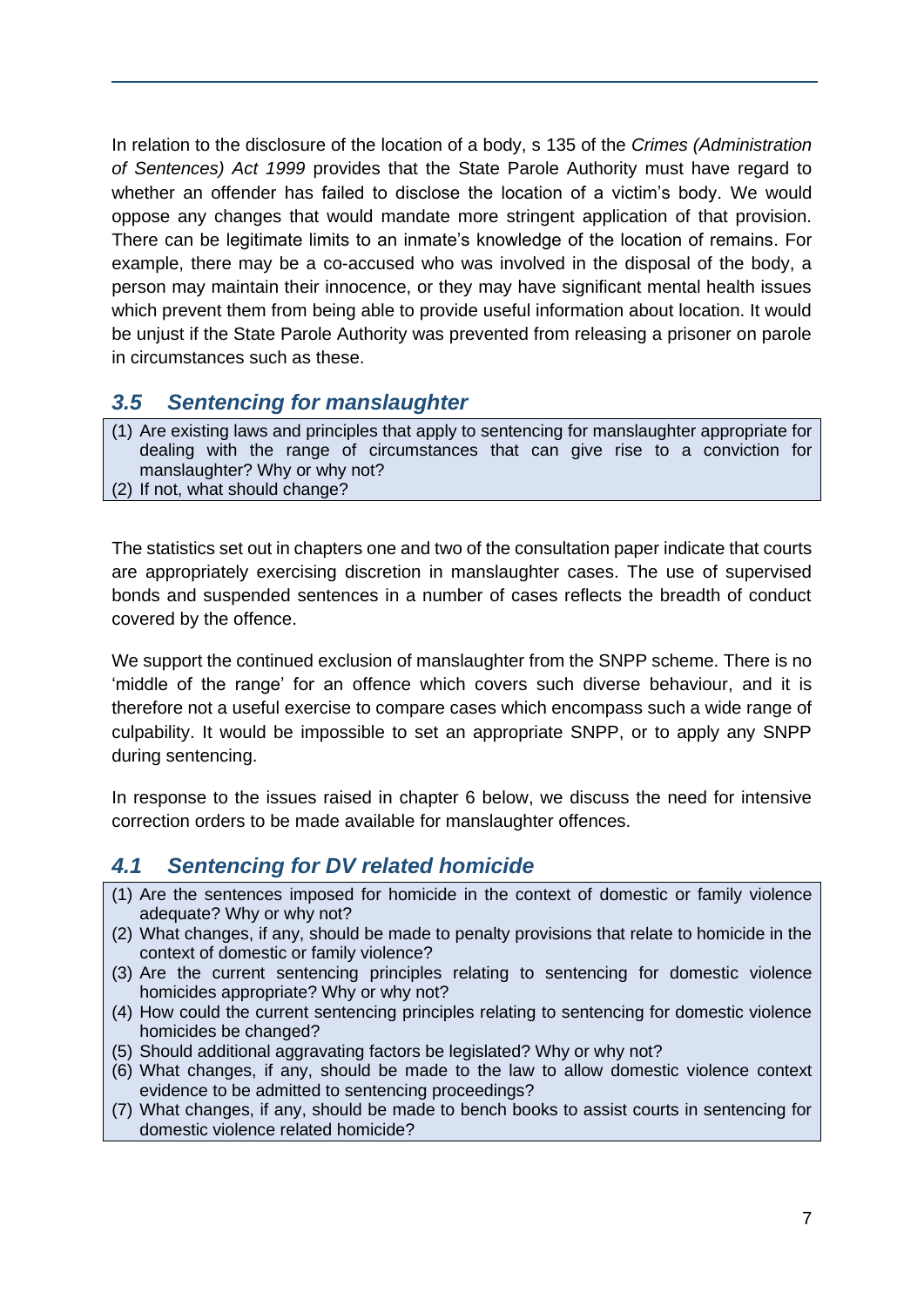In relation to the disclosure of the location of a body, s 135 of the *Crimes (Administration of Sentences) Act 1999* provides that the State Parole Authority must have regard to whether an offender has failed to disclose the location of a victim's body. We would oppose any changes that would mandate more stringent application of that provision. There can be legitimate limits to an inmate's knowledge of the location of remains. For example, there may be a co-accused who was involved in the disposal of the body, a person may maintain their innocence, or they may have significant mental health issues which prevent them from being able to provide useful information about location. It would be unjust if the State Parole Authority was prevented from releasing a prisoner on parole in circumstances such as these.

## *3.5 Sentencing for manslaughter*

(1) Are existing laws and principles that apply to sentencing for manslaughter appropriate for dealing with the range of circumstances that can give rise to a conviction for manslaughter? Why or why not?
(2) If not, what should change?

The statistics set out in chapters one and two of the consultation paper indicate that courts are appropriately exercising discretion in manslaughter cases. The use of supervised bonds and suspended sentences in a number of cases reflects the breadth of conduct covered by the offence.

We support the continued exclusion of manslaughter from the SNPP scheme. There is no 'middle of the range' for an offence which covers such diverse behaviour, and it is therefore not a useful exercise to compare cases which encompass such a wide range of culpability. It would be impossible to set an appropriate SNPP, or to apply any SNPP during sentencing.

In response to the issues raised in chapter 6 below, we discuss the need for intensive correction orders to be made available for manslaughter offences.

## *4.1 Sentencing for DV related homicide*

(1) Are the sentences imposed for homicide in the context of domestic or family violence adequate? Why or why not?
(2) What changes, if any, should be made to penalty provisions that relate to homicide in the context of domestic or family violence?
(3) Are the current sentencing principles relating to sentencing for domestic violence homicides appropriate? Why or why not?
(4) How could the current sentencing principles relating to sentencing for domestic violence homicides be changed?
(5) Should additional aggravating factors be legislated? Why or why not?
(6) What changes, if any, should be made to the law to allow domestic violence context evidence to be admitted to sentencing proceedings?
(7) What changes, if any, should be made to bench books to assist courts in sentencing for domestic violence related homicide?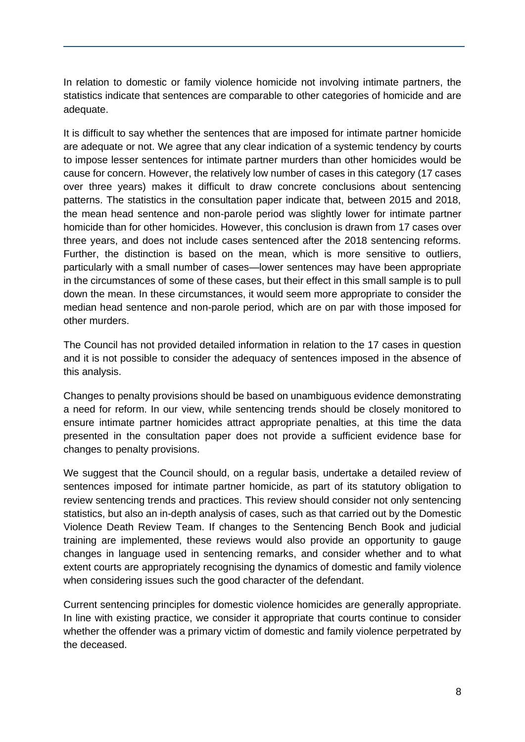In relation to domestic or family violence homicide not involving intimate partners, the statistics indicate that sentences are comparable to other categories of homicide and are adequate.

It is difficult to say whether the sentences that are imposed for intimate partner homicide are adequate or not. We agree that any clear indication of a systemic tendency by courts to impose lesser sentences for intimate partner murders than other homicides would be cause for concern. However, the relatively low number of cases in this category (17 cases over three years) makes it difficult to draw concrete conclusions about sentencing patterns. The statistics in the consultation paper indicate that, between 2015 and 2018, the mean head sentence and non-parole period was slightly lower for intimate partner homicide than for other homicides. However, this conclusion is drawn from 17 cases over three years, and does not include cases sentenced after the 2018 sentencing reforms. Further, the distinction is based on the mean, which is more sensitive to outliers, particularly with a small number of cases—lower sentences may have been appropriate in the circumstances of some of these cases, but their effect in this small sample is to pull down the mean. In these circumstances, it would seem more appropriate to consider the median head sentence and non-parole period, which are on par with those imposed for other murders.

The Council has not provided detailed information in relation to the 17 cases in question and it is not possible to consider the adequacy of sentences imposed in the absence of this analysis.

Changes to penalty provisions should be based on unambiguous evidence demonstrating a need for reform. In our view, while sentencing trends should be closely monitored to ensure intimate partner homicides attract appropriate penalties, at this time the data presented in the consultation paper does not provide a sufficient evidence base for changes to penalty provisions.

We suggest that the Council should, on a regular basis, undertake a detailed review of sentences imposed for intimate partner homicide, as part of its statutory obligation to review sentencing trends and practices. This review should consider not only sentencing statistics, but also an in-depth analysis of cases, such as that carried out by the Domestic Violence Death Review Team. If changes to the Sentencing Bench Book and judicial training are implemented, these reviews would also provide an opportunity to gauge changes in language used in sentencing remarks, and consider whether and to what extent courts are appropriately recognising the dynamics of domestic and family violence when considering issues such the good character of the defendant.

Current sentencing principles for domestic violence homicides are generally appropriate. In line with existing practice, we consider it appropriate that courts continue to consider whether the offender was a primary victim of domestic and family violence perpetrated by the deceased.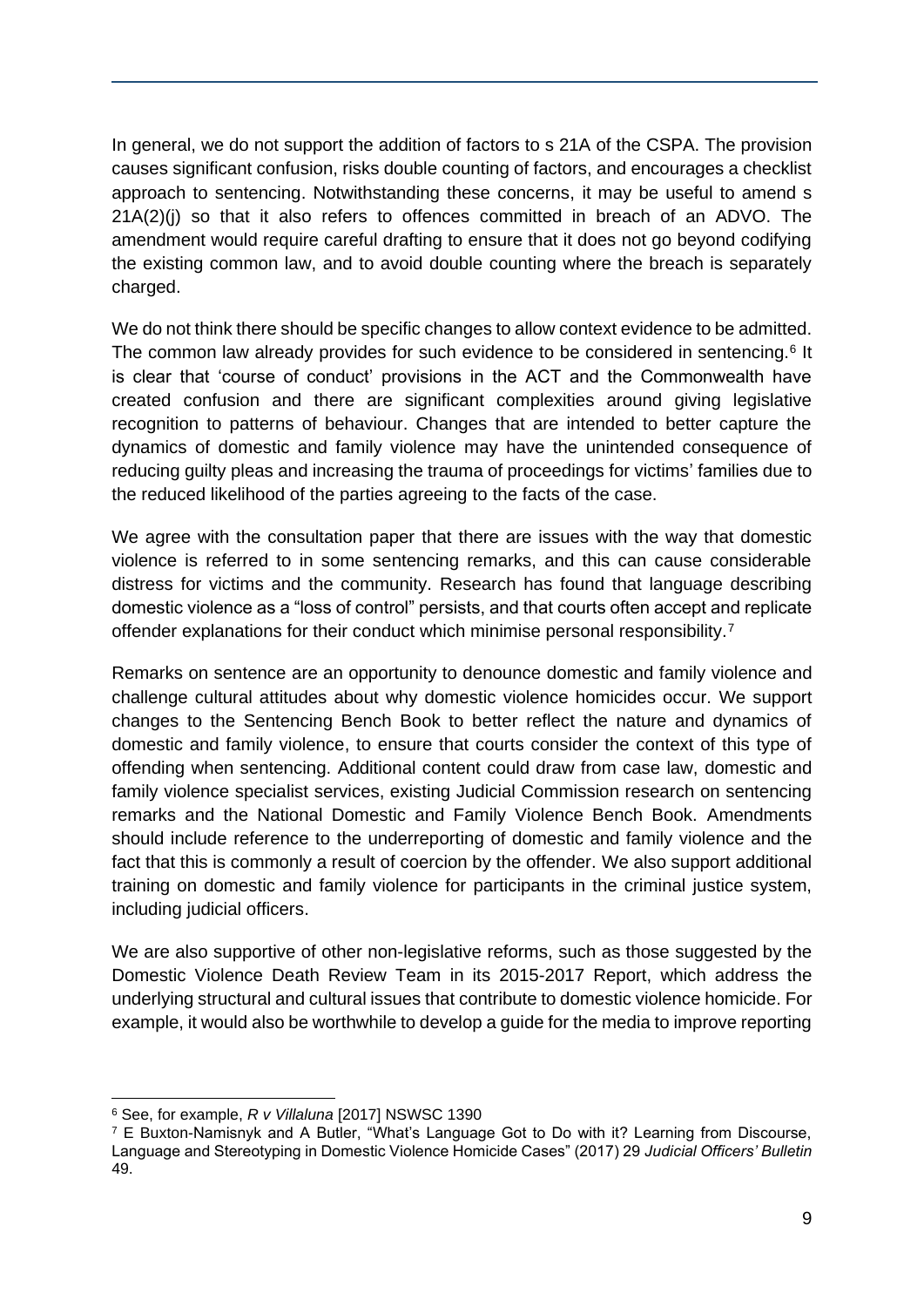In general, we do not support the addition of factors to s 21A of the CSPA. The provision causes significant confusion, risks double counting of factors, and encourages a checklist approach to sentencing. Notwithstanding these concerns, it may be useful to amend s 21A(2)(j) so that it also refers to offences committed in breach of an ADVO. The amendment would require careful drafting to ensure that it does not go beyond codifying the existing common law, and to avoid double counting where the breach is separately charged.

We do not think there should be specific changes to allow context evidence to be admitted. The common law already provides for such evidence to be considered in sentencing.[6] It is clear that 'course of conduct' provisions in the ACT and the Commonwealth have created confusion and there are significant complexities around giving legislative recognition to patterns of behaviour. Changes that are intended to better capture the dynamics of domestic and family violence may have the unintended consequence of reducing guilty pleas and increasing the trauma of proceedings for victims' families due to the reduced likelihood of the parties agreeing to the facts of the case.

We agree with the consultation paper that there are issues with the way that domestic violence is referred to in some sentencing remarks, and this can cause considerable distress for victims and the community. Research has found that language describing domestic violence as a "loss of control" persists, and that courts often accept and replicate offender explanations for their conduct which minimise personal responsibility.[7]

Remarks on sentence are an opportunity to denounce domestic and family violence and challenge cultural attitudes about why domestic violence homicides occur. We support changes to the Sentencing Bench Book to better reflect the nature and dynamics of domestic and family violence, to ensure that courts consider the context of this type of offending when sentencing. Additional content could draw from case law, domestic and family violence specialist services, existing Judicial Commission research on sentencing remarks and the National Domestic and Family Violence Bench Book. Amendments should include reference to the underreporting of domestic and family violence and the fact that this is commonly a result of coercion by the offender. We also support additional training on domestic and family violence for participants in the criminal justice system, including judicial officers.

We are also supportive of other non-legislative reforms, such as those suggested by the Domestic Violence Death Review Team in its 2015-2017 Report, which address the underlying structural and cultural issues that contribute to domestic violence homicide. For example, it would also be worthwhile to develop a guide for the media to improve reporting

---

[6] See, for example, *R v Villaluna* [2017] NSWSC 1390

[7] E Buxton-Namisnyk and A Butler, "What's Language Got to Do with it? Learning from Discourse, Language and Stereotyping in Domestic Violence Homicide Cases" (2017) 29 *Judicial Officers' Bulletin* 49.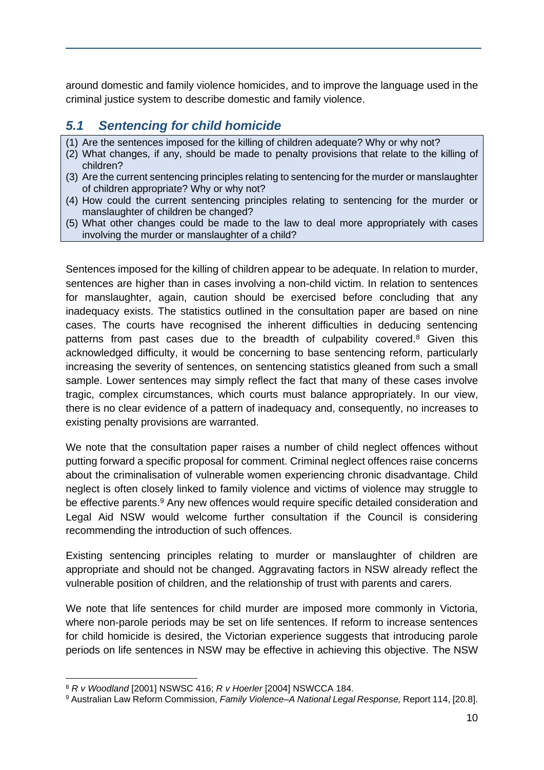around domestic and family violence homicides, and to improve the language used in the criminal justice system to describe domestic and family violence.

## *5.1 Sentencing for child homicide*

(1) Are the sentences imposed for the killing of children adequate? Why or why not?
(2) What changes, if any, should be made to penalty provisions that relate to the killing of children?
(3) Are the current sentencing principles relating to sentencing for the murder or manslaughter of children appropriate? Why or why not?
(4) How could the current sentencing principles relating to sentencing for the murder or manslaughter of children be changed?
(5) What other changes could be made to the law to deal more appropriately with cases involving the murder or manslaughter of a child?

Sentences imposed for the killing of children appear to be adequate. In relation to murder, sentences are higher than in cases involving a non-child victim. In relation to sentences for manslaughter, again, caution should be exercised before concluding that any inadequacy exists. The statistics outlined in the consultation paper are based on nine cases. The courts have recognised the inherent difficulties in deducing sentencing patterns from past cases due to the breadth of culpability covered.[8] Given this acknowledged difficulty, it would be concerning to base sentencing reform, particularly increasing the severity of sentences, on sentencing statistics gleaned from such a small sample. Lower sentences may simply reflect the fact that many of these cases involve tragic, complex circumstances, which courts must balance appropriately. In our view, there is no clear evidence of a pattern of inadequacy and, consequently, no increases to existing penalty provisions are warranted.

We note that the consultation paper raises a number of child neglect offences without putting forward a specific proposal for comment. Criminal neglect offences raise concerns about the criminalisation of vulnerable women experiencing chronic disadvantage. Child neglect is often closely linked to family violence and victims of violence may struggle to be effective parents.[9] Any new offences would require specific detailed consideration and Legal Aid NSW would welcome further consultation if the Council is considering recommending the introduction of such offences.

Existing sentencing principles relating to murder or manslaughter of children are appropriate and should not be changed. Aggravating factors in NSW already reflect the vulnerable position of children, and the relationship of trust with parents and carers.

We note that life sentences for child murder are imposed more commonly in Victoria, where non-parole periods may be set on life sentences. If reform to increase sentences for child homicide is desired, the Victorian experience suggests that introducing parole periods on life sentences in NSW may be effective in achieving this objective. The NSW

---

[8] *R v Woodland* [2001] NSWSC 416; *R v Hoerler* [2004] NSWCCA 184.

[9] Australian Law Reform Commission, *Family Violence–A National Legal Response,* Report 114, [20.8].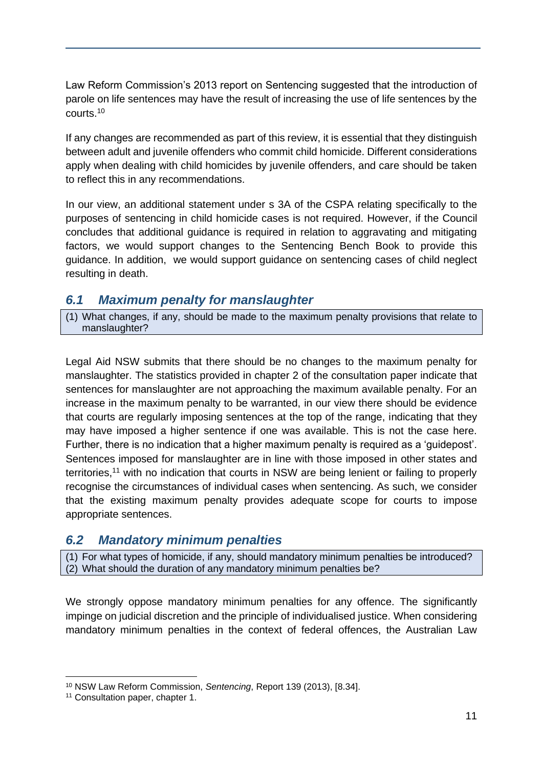Law Reform Commission's 2013 report on Sentencing suggested that the introduction of parole on life sentences may have the result of increasing the use of life sentences by the courts.[10]

If any changes are recommended as part of this review, it is essential that they distinguish between adult and juvenile offenders who commit child homicide. Different considerations apply when dealing with child homicides by juvenile offenders, and care should be taken to reflect this in any recommendations.

In our view, an additional statement under s 3A of the CSPA relating specifically to the purposes of sentencing in child homicide cases is not required. However, if the Council concludes that additional guidance is required in relation to aggravating and mitigating factors, we would support changes to the Sentencing Bench Book to provide this guidance. In addition, we would support guidance on sentencing cases of child neglect resulting in death.

## *6.1 Maximum penalty for manslaughter*

| (1) What changes, if any, should be made to the maximum penalty provisions that relate to manslaughter? |
|---|

Legal Aid NSW submits that there should be no changes to the maximum penalty for manslaughter. The statistics provided in chapter 2 of the consultation paper indicate that sentences for manslaughter are not approaching the maximum available penalty. For an increase in the maximum penalty to be warranted, in our view there should be evidence that courts are regularly imposing sentences at the top of the range, indicating that they may have imposed a higher sentence if one was available. This is not the case here. Further, there is no indication that a higher maximum penalty is required as a 'guidepost'. Sentences imposed for manslaughter are in line with those imposed in other states and territories,[11] with no indication that courts in NSW are being lenient or failing to properly recognise the circumstances of individual cases when sentencing. As such, we consider that the existing maximum penalty provides adequate scope for courts to impose appropriate sentences.

## *6.2 Mandatory minimum penalties*

| (1) For what types of homicide, if any, should mandatory minimum penalties be introduced?<br>(2) What should the duration of any mandatory minimum penalties be? |
|---|

We strongly oppose mandatory minimum penalties for any offence. The significantly impinge on judicial discretion and the principle of individualised justice. When considering mandatory minimum penalties in the context of federal offences, the Australian Law

---

[10] NSW Law Reform Commission, *Sentencing*, Report 139 (2013), [8.34].

[11] Consultation paper, chapter 1.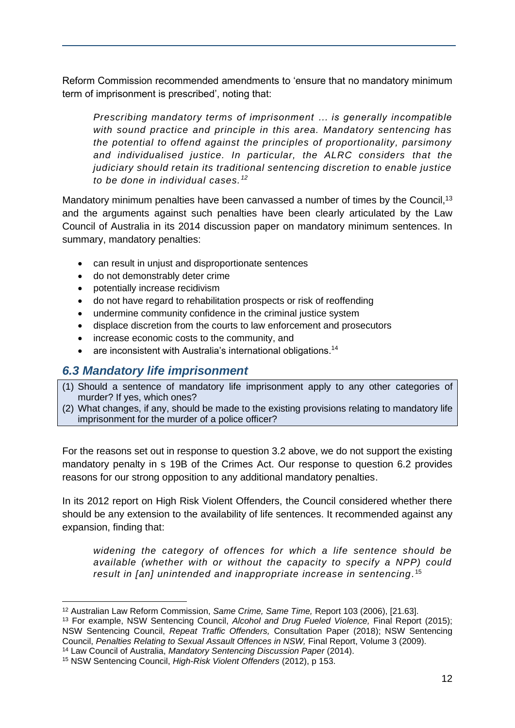Reform Commission recommended amendments to 'ensure that no mandatory minimum term of imprisonment is prescribed', noting that:

> *Prescribing mandatory terms of imprisonment … is generally incompatible with sound practice and principle in this area. Mandatory sentencing has the potential to offend against the principles of proportionality, parsimony and individualised justice. In particular, the ALRC considers that the judiciary should retain its traditional sentencing discretion to enable justice to be done in individual cases.*[12]

Mandatory minimum penalties have been canvassed a number of times by the Council,[13] and the arguments against such penalties have been clearly articulated by the Law Council of Australia in its 2014 discussion paper on mandatory minimum sentences. In summary, mandatory penalties:

- can result in unjust and disproportionate sentences
- do not demonstrably deter crime
- potentially increase recidivism
- do not have regard to rehabilitation prospects or risk of reoffending
- undermine community confidence in the criminal justice system
- displace discretion from the courts to law enforcement and prosecutors
- increase economic costs to the community, and
- are inconsistent with Australia's international obligations.[14]

## *6.3 Mandatory life imprisonment*

(1) Should a sentence of mandatory life imprisonment apply to any other categories of murder? If yes, which ones?
(2) What changes, if any, should be made to the existing provisions relating to mandatory life imprisonment for the murder of a police officer?

For the reasons set out in response to question 3.2 above, we do not support the existing mandatory penalty in s 19B of the Crimes Act. Our response to question 6.2 provides reasons for our strong opposition to any additional mandatory penalties.

In its 2012 report on High Risk Violent Offenders, the Council considered whether there should be any extension to the availability of life sentences. It recommended against any expansion, finding that:

> *widening the category of offences for which a life sentence should be available (whether with or without the capacity to specify a NPP) could result in [an] unintended and inappropriate increase in sentencing.*[15]

---

[12] Australian Law Reform Commission, *Same Crime, Same Time,* Report 103 (2006), [21.63].
[13] For example, NSW Sentencing Council, *Alcohol and Drug Fueled Violence,* Final Report (2015); NSW Sentencing Council, *Repeat Traffic Offenders,* Consultation Paper (2018); NSW Sentencing Council, *Penalties Relating to Sexual Assault Offences in NSW,* Final Report, Volume 3 (2009).
[14] Law Council of Australia, *Mandatory Sentencing Discussion Paper* (2014).
[15] NSW Sentencing Council, *High-Risk Violent Offenders* (2012), p 153.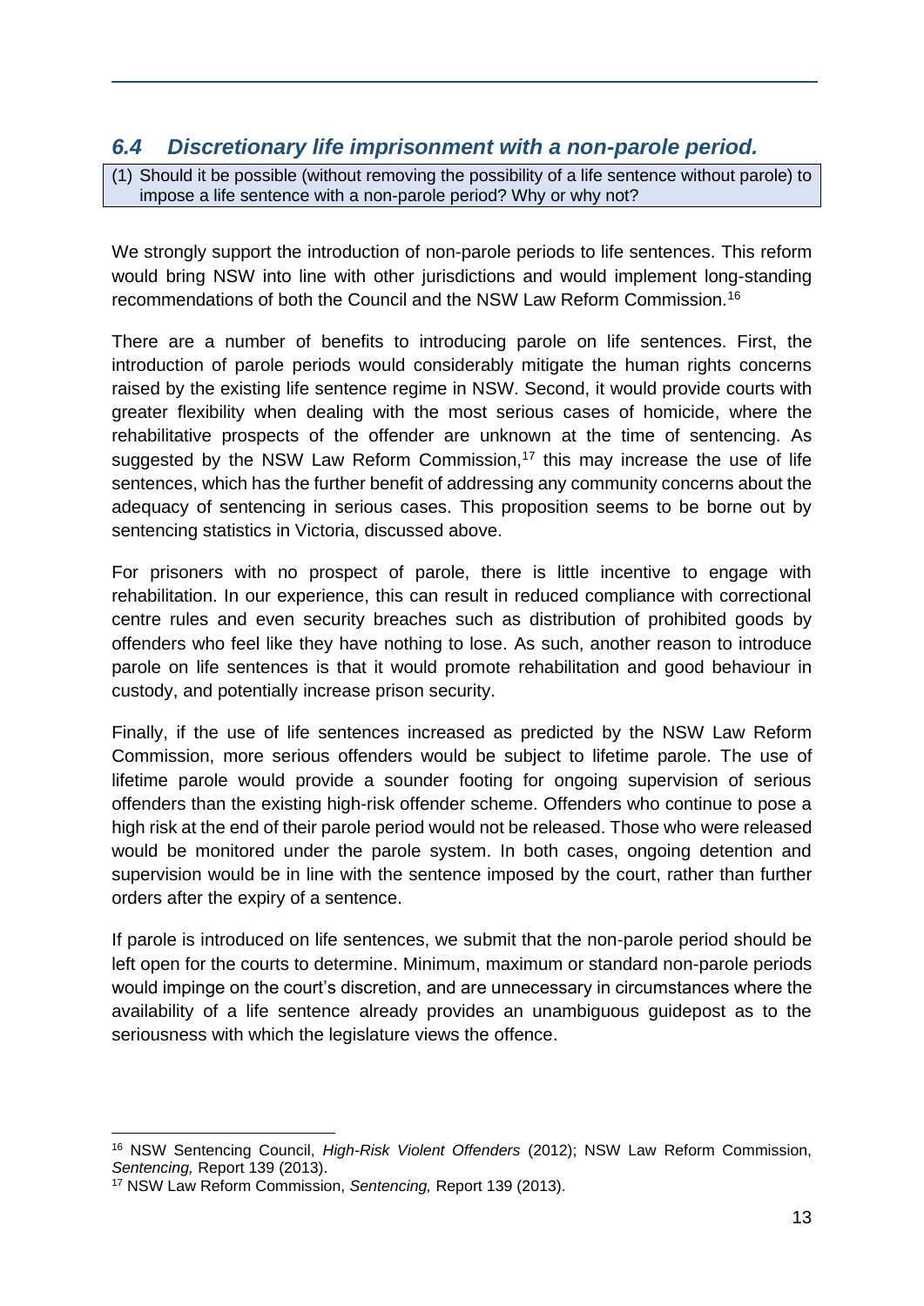## *6.4 Discretionary life imprisonment with a non-parole period.*

(1) Should it be possible (without removing the possibility of a life sentence without parole) to impose a life sentence with a non-parole period? Why or why not?

We strongly support the introduction of non-parole periods to life sentences. This reform would bring NSW into line with other jurisdictions and would implement long-standing recommendations of both the Council and the NSW Law Reform Commission.[16]

There are a number of benefits to introducing parole on life sentences. First, the introduction of parole periods would considerably mitigate the human rights concerns raised by the existing life sentence regime in NSW. Second, it would provide courts with greater flexibility when dealing with the most serious cases of homicide, where the rehabilitative prospects of the offender are unknown at the time of sentencing. As suggested by the NSW Law Reform Commission,[17] this may increase the use of life sentences, which has the further benefit of addressing any community concerns about the adequacy of sentencing in serious cases. This proposition seems to be borne out by sentencing statistics in Victoria, discussed above.

For prisoners with no prospect of parole, there is little incentive to engage with rehabilitation. In our experience, this can result in reduced compliance with correctional centre rules and even security breaches such as distribution of prohibited goods by offenders who feel like they have nothing to lose. As such, another reason to introduce parole on life sentences is that it would promote rehabilitation and good behaviour in custody, and potentially increase prison security.

Finally, if the use of life sentences increased as predicted by the NSW Law Reform Commission, more serious offenders would be subject to lifetime parole. The use of lifetime parole would provide a sounder footing for ongoing supervision of serious offenders than the existing high-risk offender scheme. Offenders who continue to pose a high risk at the end of their parole period would not be released. Those who were released would be monitored under the parole system. In both cases, ongoing detention and supervision would be in line with the sentence imposed by the court, rather than further orders after the expiry of a sentence.

If parole is introduced on life sentences, we submit that the non-parole period should be left open for the courts to determine. Minimum, maximum or standard non-parole periods would impinge on the court's discretion, and are unnecessary in circumstances where the availability of a life sentence already provides an unambiguous guidepost as to the seriousness with which the legislature views the offence.

---

[16] NSW Sentencing Council, *High-Risk Violent Offenders* (2012); NSW Law Reform Commission, *Sentencing,* Report 139 (2013).

[17] NSW Law Reform Commission, *Sentencing,* Report 139 (2013).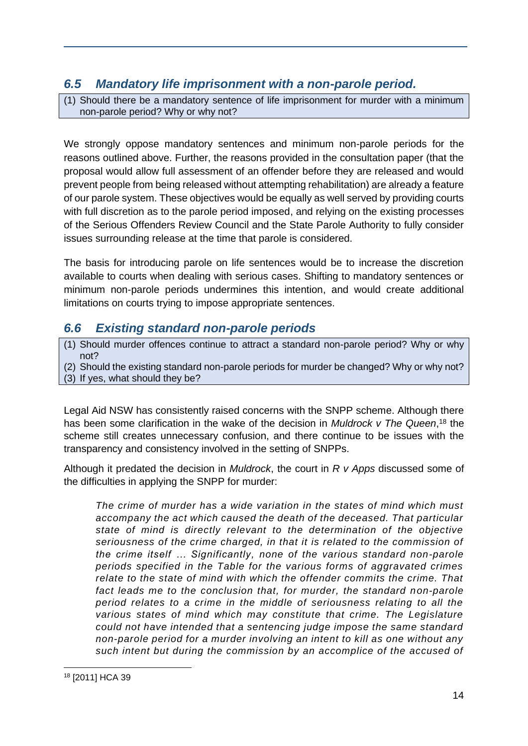## 6.5 *Mandatory life imprisonment with a non-parole period.*

> (1) Should there be a mandatory sentence of life imprisonment for murder with a minimum non-parole period? Why or why not?

We strongly oppose mandatory sentences and minimum non-parole periods for the reasons outlined above. Further, the reasons provided in the consultation paper (that the proposal would allow full assessment of an offender before they are released and would prevent people from being released without attempting rehabilitation) are already a feature of our parole system. These objectives would be equally as well served by providing courts with full discretion as to the parole period imposed, and relying on the existing processes of the Serious Offenders Review Council and the State Parole Authority to fully consider issues surrounding release at the time that parole is considered.

The basis for introducing parole on life sentences would be to increase the discretion available to courts when dealing with serious cases. Shifting to mandatory sentences or minimum non-parole periods undermines this intention, and would create additional limitations on courts trying to impose appropriate sentences.

## 6.6 *Existing standard non-parole periods*

> (1) Should murder offences continue to attract a standard non-parole period? Why or why not?
> (2) Should the existing standard non-parole periods for murder be changed? Why or why not?
> (3) If yes, what should they be?

Legal Aid NSW has consistently raised concerns with the SNPP scheme. Although there has been some clarification in the wake of the decision in *Muldrock v The Queen*,[18] the scheme still creates unnecessary confusion, and there continue to be issues with the transparency and consistency involved in the setting of SNPPs.

Although it predated the decision in *Muldrock*, the court in *R v Apps* discussed some of the difficulties in applying the SNPP for murder:

> *The crime of murder has a wide variation in the states of mind which must accompany the act which caused the death of the deceased. That particular state of mind is directly relevant to the determination of the objective seriousness of the crime charged, in that it is related to the commission of the crime itself ... Significantly, none of the various standard non-parole periods specified in the Table for the various forms of aggravated crimes relate to the state of mind with which the offender commits the crime. That fact leads me to the conclusion that, for murder, the standard non-parole period relates to a crime in the middle of seriousness relating to all the various states of mind which may constitute that crime. The Legislature could not have intended that a sentencing judge impose the same standard non-parole period for a murder involving an intent to kill as one without any such intent but during the commission by an accomplice of the accused of*

[18] [2011] HCA 39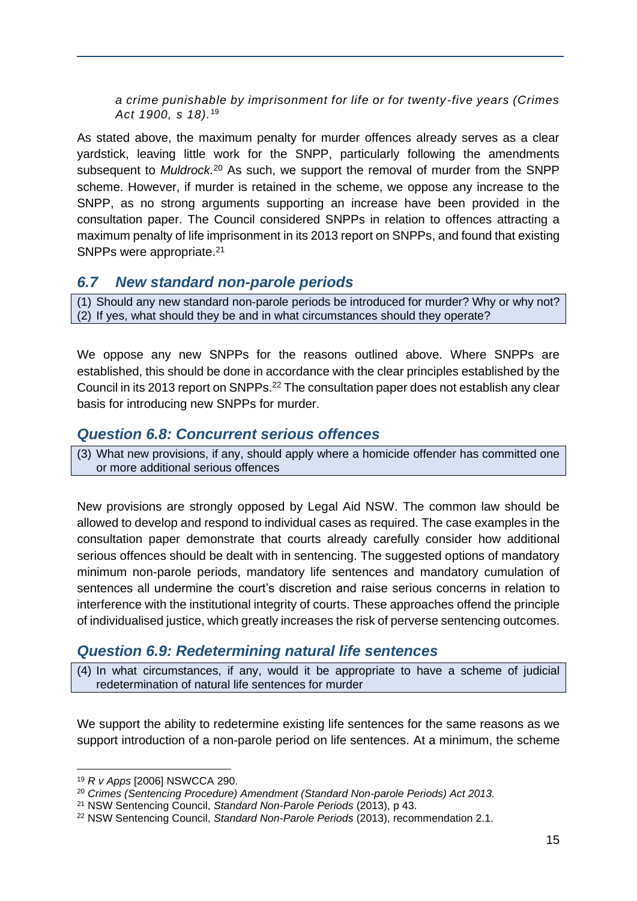*a crime punishable by imprisonment for life or for twenty-five years (Crimes Act 1900, s 18).*[19]

As stated above, the maximum penalty for murder offences already serves as a clear yardstick, leaving little work for the SNPP, particularly following the amendments subsequent to *Muldrock.*[20] As such, we support the removal of murder from the SNPP scheme. However, if murder is retained in the scheme, we oppose any increase to the SNPP, as no strong arguments supporting an increase have been provided in the consultation paper. The Council considered SNPPs in relation to offences attracting a maximum penalty of life imprisonment in its 2013 report on SNPPs, and found that existing SNPPs were appropriate.[21]

## *6.7 New standard non-parole periods*

(1) Should any new standard non-parole periods be introduced for murder? Why or why not?
(2) If yes, what should they be and in what circumstances should they operate?

We oppose any new SNPPs for the reasons outlined above. Where SNPPs are established, this should be done in accordance with the clear principles established by the Council in its 2013 report on SNPPs.[22] The consultation paper does not establish any clear basis for introducing new SNPPs for murder.

## *Question 6.8: Concurrent serious offences*

(3) What new provisions, if any, should apply where a homicide offender has committed one or more additional serious offences

New provisions are strongly opposed by Legal Aid NSW. The common law should be allowed to develop and respond to individual cases as required. The case examples in the consultation paper demonstrate that courts already carefully consider how additional serious offences should be dealt with in sentencing. The suggested options of mandatory minimum non-parole periods, mandatory life sentences and mandatory cumulation of sentences all undermine the court's discretion and raise serious concerns in relation to interference with the institutional integrity of courts. These approaches offend the principle of individualised justice, which greatly increases the risk of perverse sentencing outcomes.

## *Question 6.9: Redetermining natural life sentences*

(4) In what circumstances, if any, would it be appropriate to have a scheme of judicial redetermination of natural life sentences for murder

We support the ability to redetermine existing life sentences for the same reasons as we support introduction of a non-parole period on life sentences. At a minimum, the scheme

---

[19] *R v Apps* [2006] NSWCCA 290.

[20] *Crimes (Sentencing Procedure) Amendment (Standard Non-parole Periods) Act 2013.*

[21] NSW Sentencing Council, *Standard Non-Parole Periods* (2013), p 43.

[22] NSW Sentencing Council, *Standard Non-Parole Periods* (2013), recommendation 2.1.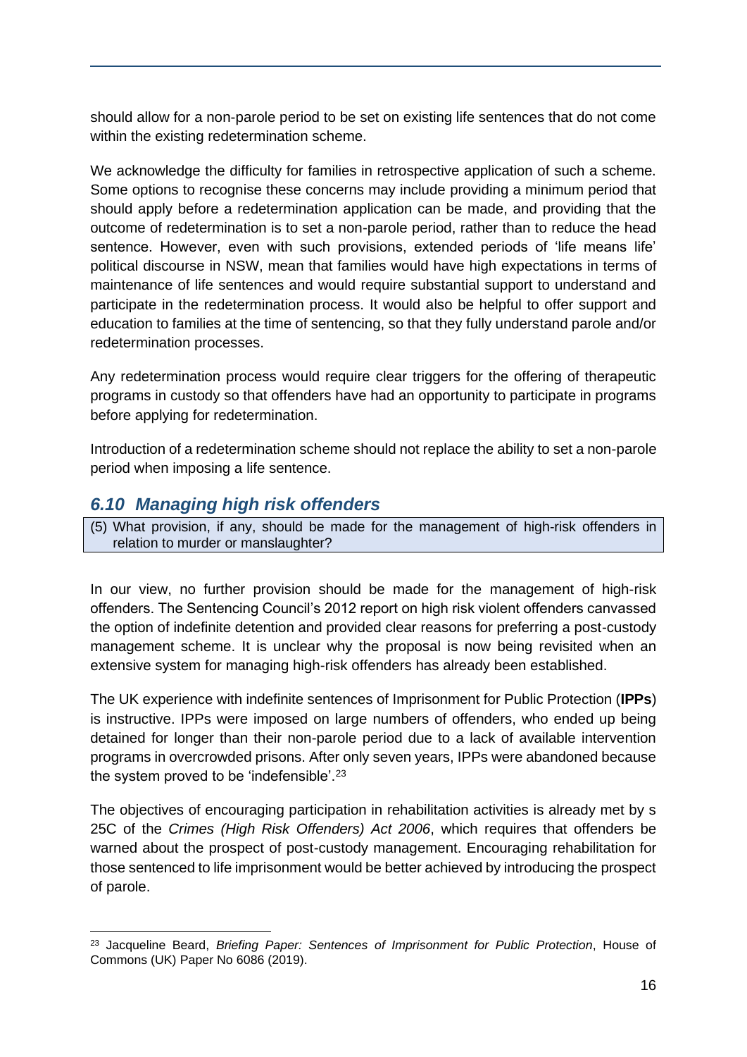should allow for a non-parole period to be set on existing life sentences that do not come within the existing redetermination scheme.

We acknowledge the difficulty for families in retrospective application of such a scheme. Some options to recognise these concerns may include providing a minimum period that should apply before a redetermination application can be made, and providing that the outcome of redetermination is to set a non-parole period, rather than to reduce the head sentence. However, even with such provisions, extended periods of 'life means life' political discourse in NSW, mean that families would have high expectations in terms of maintenance of life sentences and would require substantial support to understand and participate in the redetermination process. It would also be helpful to offer support and education to families at the time of sentencing, so that they fully understand parole and/or redetermination processes.

Any redetermination process would require clear triggers for the offering of therapeutic programs in custody so that offenders have had an opportunity to participate in programs before applying for redetermination.

Introduction of a redetermination scheme should not replace the ability to set a non-parole period when imposing a life sentence.

## *6.10 Managing high risk offenders*

(5) What provision, if any, should be made for the management of high-risk offenders in relation to murder or manslaughter?

In our view, no further provision should be made for the management of high-risk offenders. The Sentencing Council's 2012 report on high risk violent offenders canvassed the option of indefinite detention and provided clear reasons for preferring a post-custody management scheme. It is unclear why the proposal is now being revisited when an extensive system for managing high-risk offenders has already been established.

The UK experience with indefinite sentences of Imprisonment for Public Protection (**IPPs**) is instructive. IPPs were imposed on large numbers of offenders, who ended up being detained for longer than their non-parole period due to a lack of available intervention programs in overcrowded prisons. After only seven years, IPPs were abandoned because the system proved to be 'indefensible'.[23]

The objectives of encouraging participation in rehabilitation activities is already met by s 25C of the *Crimes (High Risk Offenders) Act 2006*, which requires that offenders be warned about the prospect of post-custody management. Encouraging rehabilitation for those sentenced to life imprisonment would be better achieved by introducing the prospect of parole.

---

[23] Jacqueline Beard, *Briefing Paper: Sentences of Imprisonment for Public Protection*, House of Commons (UK) Paper No 6086 (2019).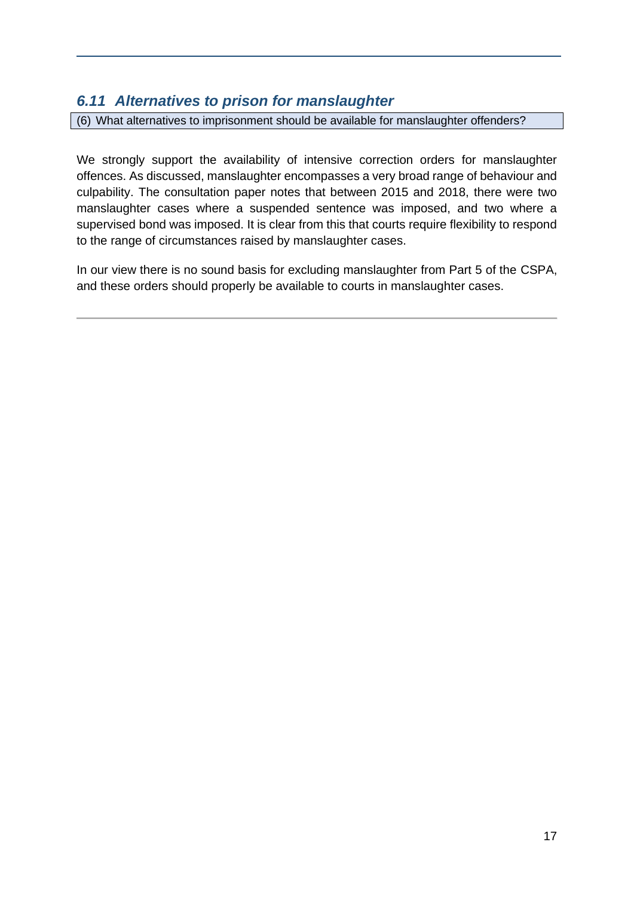## *6.11 Alternatives to prison for manslaughter*

(6) What alternatives to imprisonment should be available for manslaughter offenders?

We strongly support the availability of intensive correction orders for manslaughter offences. As discussed, manslaughter encompasses a very broad range of behaviour and culpability. The consultation paper notes that between 2015 and 2018, there were two manslaughter cases where a suspended sentence was imposed, and two where a supervised bond was imposed. It is clear from this that courts require flexibility to respond to the range of circumstances raised by manslaughter cases.

In our view there is no sound basis for excluding manslaughter from Part 5 of the CSPA, and these orders should properly be available to courts in manslaughter cases.